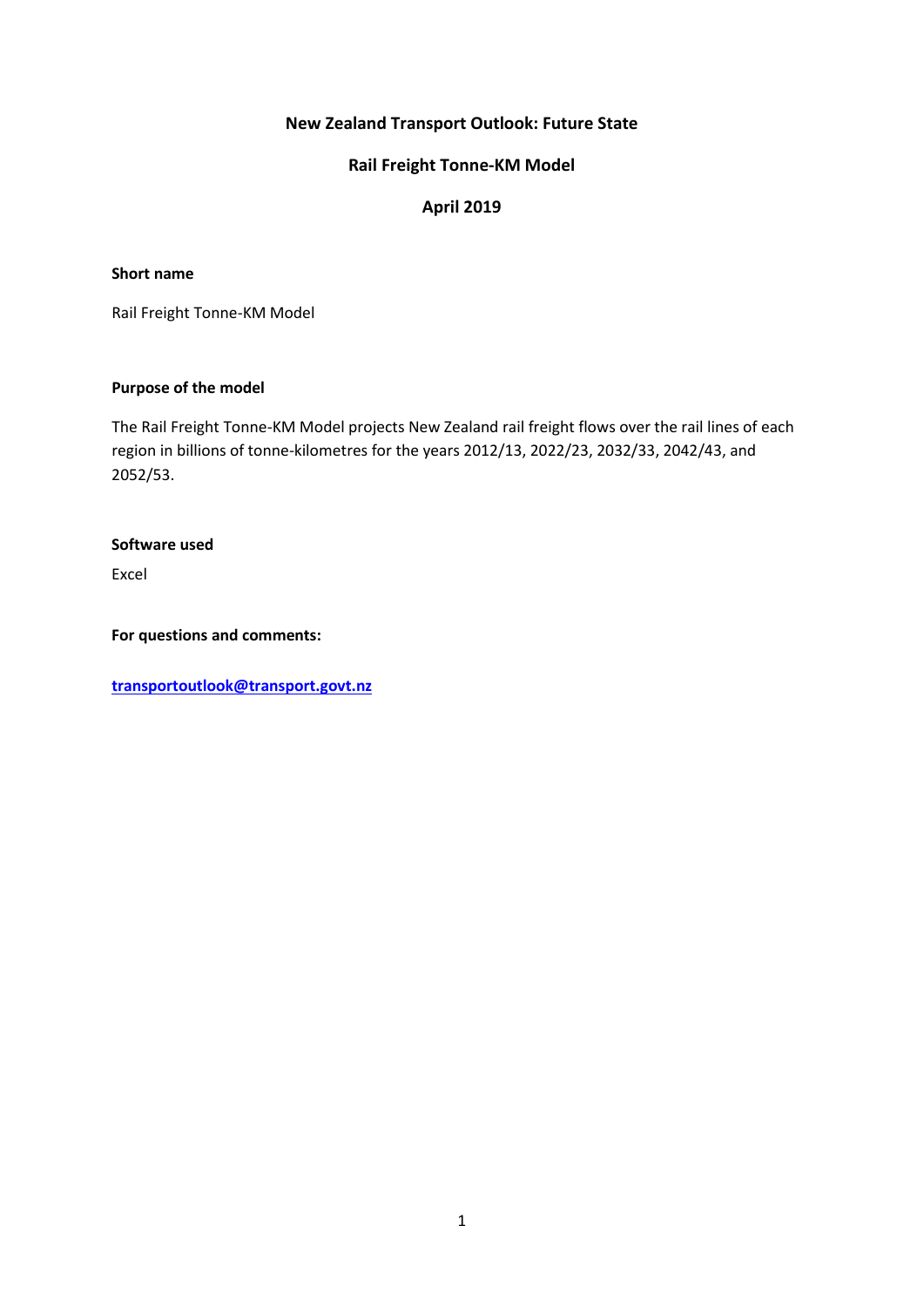# New Zealand Transport Outlook: Future State

## Rail Freight Tonne-KM Model

## April 2019

**Short name**

Rail Freight Tonne-KM Model

**Purpose of the model**

The Rail Freight Tonne-KM Model projects New Zealand rail freight flows over the rail lines of each region in billions of tonne-kilometres for the years 2012/13, 2022/23, 2032/33, 2042/43, and 2052/53.

**Software used**

Excel

**For questions and comments:**

**transportoutlook@transport.govt.nz**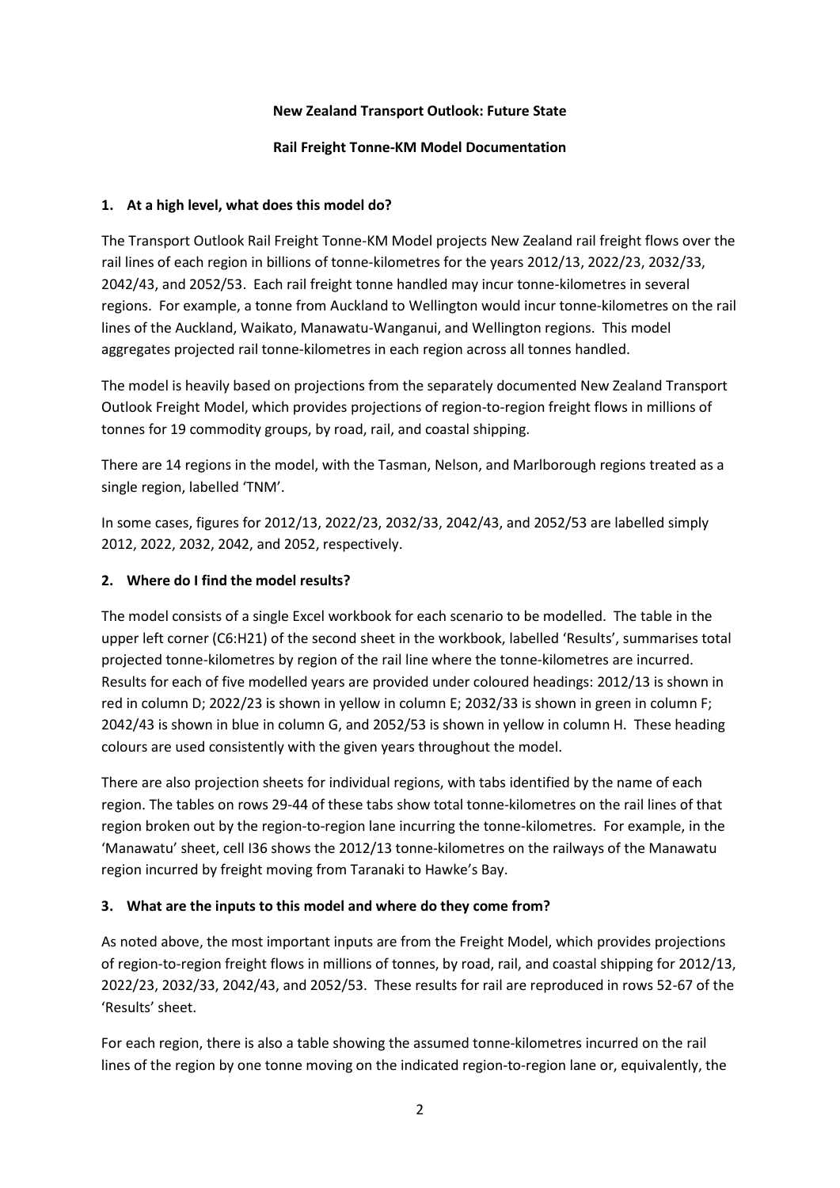**New Zealand Transport Outlook: Future State**

**Rail Freight Tonne-KM Model Documentation**

## 1. At a high level, what does this model do?

The Transport Outlook Rail Freight Tonne-KM Model projects New Zealand rail freight flows over the rail lines of each region in billions of tonne-kilometres for the years 2012/13, 2022/23, 2032/33, 2042/43, and 2052/53. Each rail freight tonne handled may incur tonne-kilometres in several regions. For example, a tonne from Auckland to Wellington would incur tonne-kilometres on the rail lines of the Auckland, Waikato, Manawatu-Wanganui, and Wellington regions. This model aggregates projected rail tonne-kilometres in each region across all tonnes handled.

The model is heavily based on projections from the separately documented New Zealand Transport Outlook Freight Model, which provides projections of region-to-region freight flows in millions of tonnes for 19 commodity groups, by road, rail, and coastal shipping.

There are 14 regions in the model, with the Tasman, Nelson, and Marlborough regions treated as a single region, labelled 'TNM'.

In some cases, figures for 2012/13, 2022/23, 2032/33, 2042/43, and 2052/53 are labelled simply 2012, 2022, 2032, 2042, and 2052, respectively.

## 2. Where do I find the model results?

The model consists of a single Excel workbook for each scenario to be modelled. The table in the upper left corner (C6:H21) of the second sheet in the workbook, labelled 'Results', summarises total projected tonne-kilometres by region of the rail line where the tonne-kilometres are incurred. Results for each of five modelled years are provided under coloured headings: 2012/13 is shown in red in column D; 2022/23 is shown in yellow in column E; 2032/33 is shown in green in column F; 2042/43 is shown in blue in column G, and 2052/53 is shown in yellow in column H. These heading colours are used consistently with the given years throughout the model.

There are also projection sheets for individual regions, with tabs identified by the name of each region. The tables on rows 29-44 of these tabs show total tonne-kilometres on the rail lines of that region broken out by the region-to-region lane incurring the tonne-kilometres. For example, in the 'Manawatu' sheet, cell I36 shows the 2012/13 tonne-kilometres on the railways of the Manawatu region incurred by freight moving from Taranaki to Hawke's Bay.

## 3. What are the inputs to this model and where do they come from?

As noted above, the most important inputs are from the Freight Model, which provides projections of region-to-region freight flows in millions of tonnes, by road, rail, and coastal shipping for 2012/13, 2022/23, 2032/33, 2042/43, and 2052/53. These results for rail are reproduced in rows 52-67 of the 'Results' sheet.

For each region, there is also a table showing the assumed tonne-kilometres incurred on the rail lines of the region by one tonne moving on the indicated region-to-region lane or, equivalently, the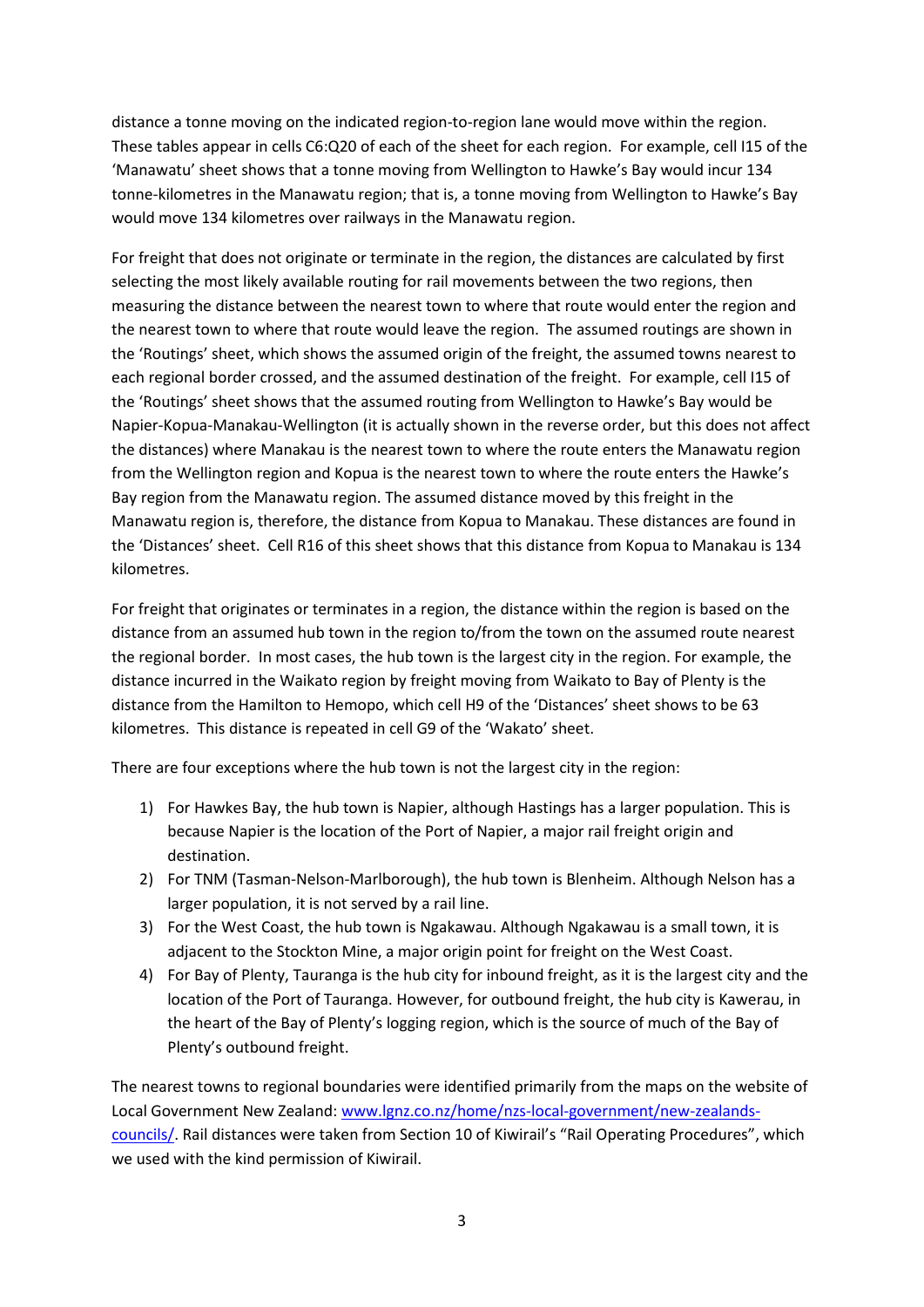distance a tonne moving on the indicated region-to-region lane would move within the region. These tables appear in cells C6:Q20 of each of the sheet for each region. For example, cell I15 of the 'Manawatu' sheet shows that a tonne moving from Wellington to Hawke's Bay would incur 134 tonne-kilometres in the Manawatu region; that is, a tonne moving from Wellington to Hawke's Bay would move 134 kilometres over railways in the Manawatu region.

For freight that does not originate or terminate in the region, the distances are calculated by first selecting the most likely available routing for rail movements between the two regions, then measuring the distance between the nearest town to where that route would enter the region and the nearest town to where that route would leave the region. The assumed routings are shown in the 'Routings' sheet, which shows the assumed origin of the freight, the assumed towns nearest to each regional border crossed, and the assumed destination of the freight. For example, cell I15 of the 'Routings' sheet shows that the assumed routing from Wellington to Hawke's Bay would be Napier-Kopua-Manakau-Wellington (it is actually shown in the reverse order, but this does not affect the distances) where Manakau is the nearest town to where the route enters the Manawatu region from the Wellington region and Kopua is the nearest town to where the route enters the Hawke's Bay region from the Manawatu region. The assumed distance moved by this freight in the Manawatu region is, therefore, the distance from Kopua to Manakau. These distances are found in the 'Distances' sheet. Cell R16 of this sheet shows that this distance from Kopua to Manakau is 134 kilometres.

For freight that originates or terminates in a region, the distance within the region is based on the distance from an assumed hub town in the region to/from the town on the assumed route nearest the regional border. In most cases, the hub town is the largest city in the region. For example, the distance incurred in the Waikato region by freight moving from Waikato to Bay of Plenty is the distance from the Hamilton to Hemopo, which cell H9 of the 'Distances' sheet shows to be 63 kilometres. This distance is repeated in cell G9 of the 'Wakato' sheet.

There are four exceptions where the hub town is not the largest city in the region:

1) For Hawkes Bay, the hub town is Napier, although Hastings has a larger population. This is because Napier is the location of the Port of Napier, a major rail freight origin and destination.
2) For TNM (Tasman-Nelson-Marlborough), the hub town is Blenheim. Although Nelson has a larger population, it is not served by a rail line.
3) For the West Coast, the hub town is Ngakawau. Although Ngakawau is a small town, it is adjacent to the Stockton Mine, a major origin point for freight on the West Coast.
4) For Bay of Plenty, Tauranga is the hub city for inbound freight, as it is the largest city and the location of the Port of Tauranga. However, for outbound freight, the hub city is Kawerau, in the heart of the Bay of Plenty's logging region, which is the source of much of the Bay of Plenty's outbound freight.

The nearest towns to regional boundaries were identified primarily from the maps on the website of Local Government New Zealand: [www.lgnz.co.nz/home/nzs-local-government/new-zealands-councils/](www.lgnz.co.nz/home/nzs-local-government/new-zealands-councils/). Rail distances were taken from Section 10 of Kiwirail's "Rail Operating Procedures", which we used with the kind permission of Kiwirail.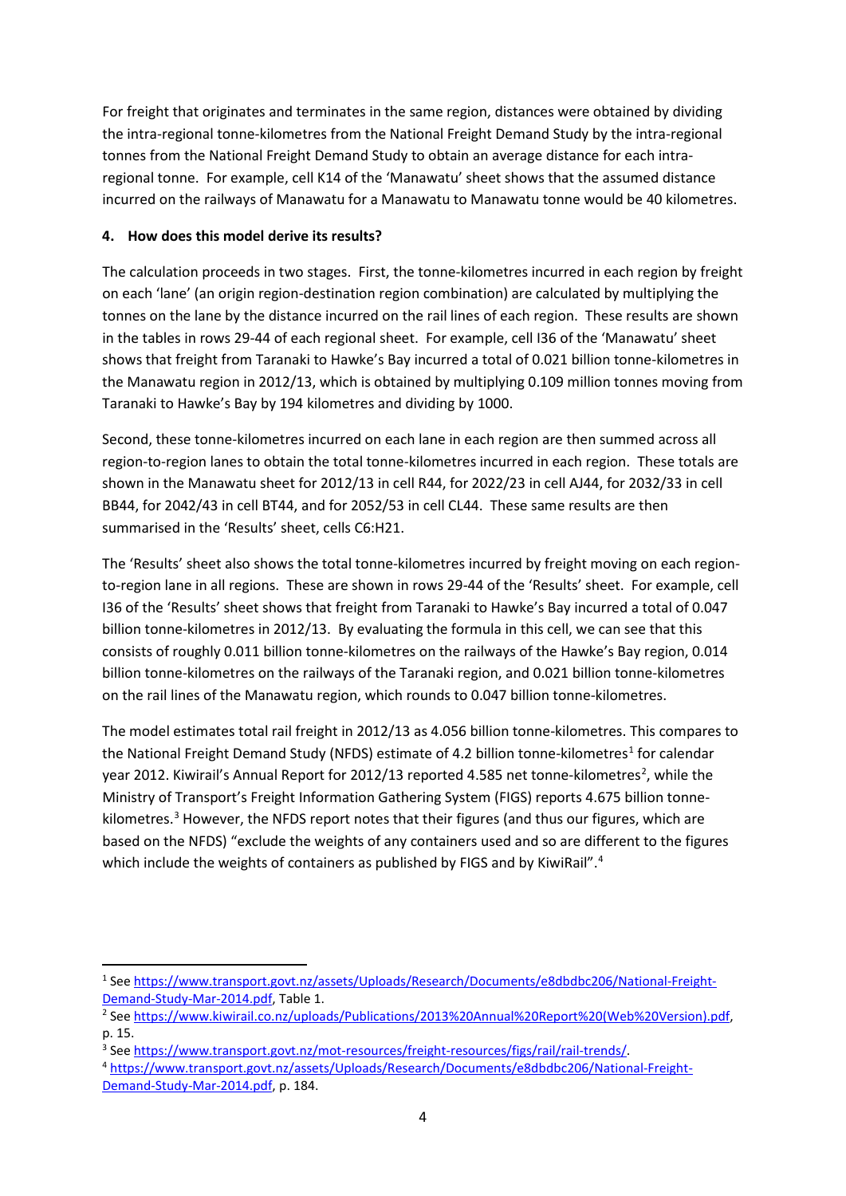For freight that originates and terminates in the same region, distances were obtained by dividing the intra-regional tonne-kilometres from the National Freight Demand Study by the intra-regional tonnes from the National Freight Demand Study to obtain an average distance for each intra-regional tonne. For example, cell K14 of the 'Manawatu' sheet shows that the assumed distance incurred on the railways of Manawatu for a Manawatu to Manawatu tonne would be 40 kilometres.

#### 4. How does this model derive its results?

The calculation proceeds in two stages. First, the tonne-kilometres incurred in each region by freight on each 'lane' (an origin region-destination region combination) are calculated by multiplying the tonnes on the lane by the distance incurred on the rail lines of each region. These results are shown in the tables in rows 29-44 of each regional sheet. For example, cell I36 of the 'Manawatu' sheet shows that freight from Taranaki to Hawke's Bay incurred a total of 0.021 billion tonne-kilometres in the Manawatu region in 2012/13, which is obtained by multiplying 0.109 million tonnes moving from Taranaki to Hawke's Bay by 194 kilometres and dividing by 1000.

Second, these tonne-kilometres incurred on each lane in each region are then summed across all region-to-region lanes to obtain the total tonne-kilometres incurred in each region. These totals are shown in the Manawatu sheet for 2012/13 in cell R44, for 2022/23 in cell AJ44, for 2032/33 in cell BB44, for 2042/43 in cell BT44, and for 2052/53 in cell CL44. These same results are then summarised in the 'Results' sheet, cells C6:H21.

The 'Results' sheet also shows the total tonne-kilometres incurred by freight moving on each region-to-region lane in all regions. These are shown in rows 29-44 of the 'Results' sheet. For example, cell I36 of the 'Results' sheet shows that freight from Taranaki to Hawke's Bay incurred a total of 0.047 billion tonne-kilometres in 2012/13. By evaluating the formula in this cell, we can see that this consists of roughly 0.011 billion tonne-kilometres on the railways of the Hawke's Bay region, 0.014 billion tonne-kilometres on the railways of the Taranaki region, and 0.021 billion tonne-kilometres on the rail lines of the Manawatu region, which rounds to 0.047 billion tonne-kilometres.

The model estimates total rail freight in 2012/13 as 4.056 billion tonne-kilometres. This compares to the National Freight Demand Study (NFDS) estimate of 4.2 billion tonne-kilometres[1] for calendar year 2012. Kiwirail's Annual Report for 2012/13 reported 4.585 net tonne-kilometres[2], while the Ministry of Transport's Freight Information Gathering System (FIGS) reports 4.675 billion tonne-kilometres.[3] However, the NFDS report notes that their figures (and thus our figures, which are based on the NFDS) "exclude the weights of any containers used and so are different to the figures which include the weights of containers as published by FIGS and by KiwiRail".[4]

---

[1] See https://www.transport.govt.nz/assets/Uploads/Research/Documents/e8dbdbc206/National-Freight-Demand-Study-Mar-2014.pdf, Table 1.

[2] See https://www.kiwirail.co.nz/uploads/Publications/2013%20Annual%20Report%20(Web%20Version).pdf, p. 15.

[3] See https://www.transport.govt.nz/mot-resources/freight-resources/figs/rail/rail-trends/.

[4] https://www.transport.govt.nz/assets/Uploads/Research/Documents/e8dbdbc206/National-Freight-Demand-Study-Mar-2014.pdf, p. 184.